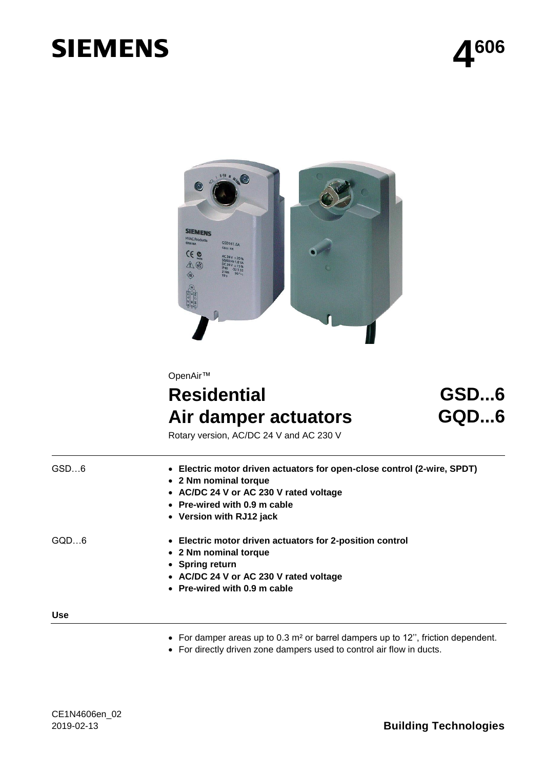# SIEMENS

**4606**

OpenAir™

# Residential Air damper actuators

**GSD...6**
**GQD...6**

Rotary version, AC/DC 24 V and AC 230 V

GSD…6

- **Electric motor driven actuators for open-close control (2-wire, SPDT)**
- **2 Nm nominal torque**
- **AC/DC 24 V or AC 230 V rated voltage**
- **Pre-wired with 0.9 m cable**
- **Version with RJ12 jack**

GQD…6

- **Electric motor driven actuators for 2-position control**
- **2 Nm nominal torque**
- **Spring return**
- **AC/DC 24 V or AC 230 V rated voltage**
- **Pre-wired with 0.9 m cable**

## Use

- For damper areas up to 0.3 m² or barrel dampers up to 12'', friction dependent.
- For directly driven zone dampers used to control air flow in ducts.

CE1N4606en_02
2019-02-13

**Building Technologies**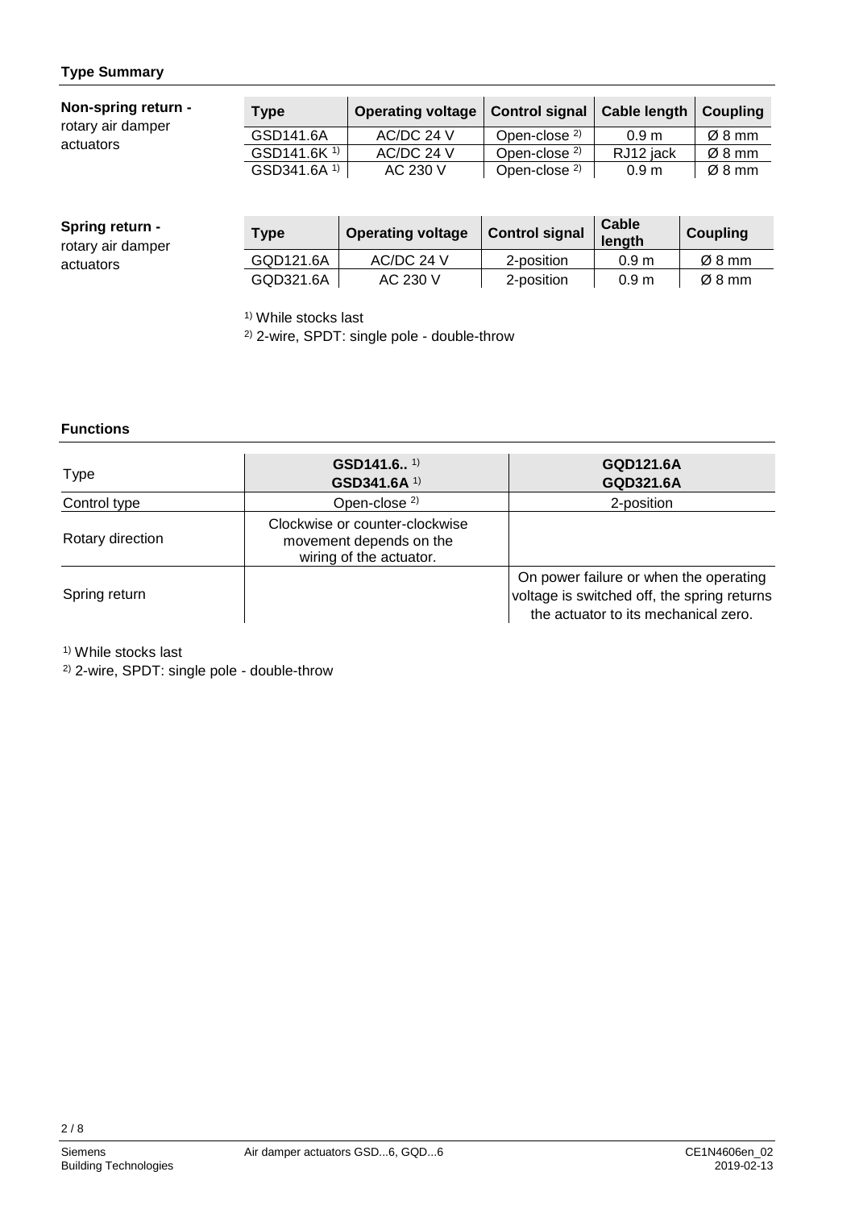## Type Summary

**Non-spring return -** rotary air damper actuators

| Type | Operating voltage | Control signal | Cable length | Coupling |
|---|---|---|---|---|
| GSD141.6A | AC/DC 24 V | Open-close [2] | 0.9 m | Ø 8 mm |
| GSD141.6K [1] | AC/DC 24 V | Open-close [2] | RJ12 jack | Ø 8 mm |
| GSD341.6A [1] | AC 230 V | Open-close [2] | 0.9 m | Ø 8 mm |

**Spring return -** rotary air damper actuators

| Type | Operating voltage | Control signal | Cable length | Coupling |
|---|---|---|---|---|
| GQD121.6A | AC/DC 24 V | 2-position | 0.9 m | Ø 8 mm |
| GQD321.6A | AC 230 V | 2-position | 0.9 m | Ø 8 mm |

[1] While stocks last

[2] 2-wire, SPDT: single pole - double-throw

## Functions

| Type | GSD141.6.. [1] GSD341.6A [1] | GQD121.6A GQD321.6A |
|---|---|---|
| Control type | Open-close [2] | 2-position |
| Rotary direction | Clockwise or counter-clockwise movement depends on the wiring of the actuator. | |
| Spring return | | On power failure or when the operating voltage is switched off, the spring returns the actuator to its mechanical zero. |

[1] While stocks last

[2] 2-wire, SPDT: single pole - double-throw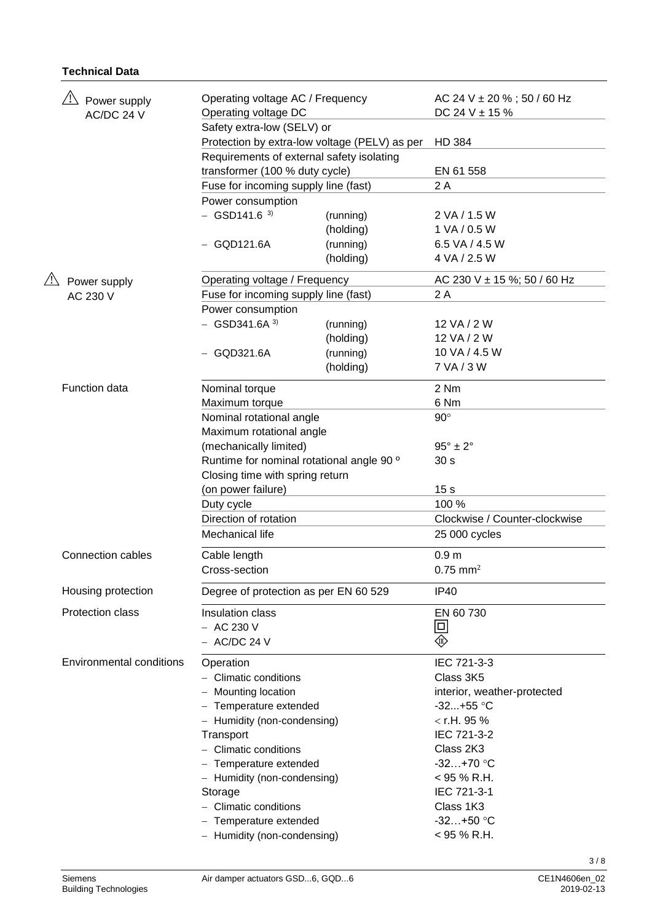## Technical Data

| | | | |
|---|---|---|---|
| ⚠ Power supply AC/DC 24 V | Operating voltage AC / Frequency | | AC 24 V ± 20 % ; 50 / 60 Hz |
| | Operating voltage DC | | DC 24 V ± 15 % |
| | Safety extra-low (SELV) or Protection by extra-low voltage (PELV) as per | | HD 384 |
| | Requirements of external safety isolating transformer (100 % duty cycle) | | EN 61 558 |
| | Fuse for incoming supply line (fast) | | 2 A |
| | Power consumption | | |
| | – GSD141.6 [3] | (running) | 2 VA / 1.5 W |
| | | (holding) | 1 VA / 0.5 W |
| | – GQD121.6A | (running) | 6.5 VA / 4.5 W |
| | | (holding) | 4 VA / 2.5 W |
| ⚠ Power supply AC 230 V | Operating voltage / Frequency | | AC 230 V ± 15 %; 50 / 60 Hz |
| | Fuse for incoming supply line (fast) | | 2 A |
| | Power consumption | | |
| | – GSD341.6A [3] | (running) | 12 VA / 2 W |
| | | (holding) | 12 VA / 2 W |
| | – GQD321.6A | (running) | 10 VA / 4.5 W |
| | | (holding) | 7 VA / 3 W |
| Function data | Nominal torque | | 2 Nm |
| | Maximum torque | | 6 Nm |
| | Nominal rotational angle | | 90° |
| | Maximum rotational angle (mechanically limited) | | 95° ± 2° |
| | Runtime for nominal rotational angle 90 ° | | 30 s |
| | Closing time with spring return (on power failure) | | 15 s |
| | Duty cycle | | 100 % |
| | Direction of rotation | | Clockwise / Counter-clockwise |
| | Mechanical life | | 25 000 cycles |
| Connection cables | Cable length | | 0.9 m |
| | Cross-section | | 0.75 mm² |
| Housing protection | Degree of protection as per EN 60 529 | | IP40 |
| Protection class | Insulation class | | EN 60 730 |
| | – AC 230 V | | ⧈ |
| | – AC/DC 24 V | | ⟨III⟩ |
| Environmental conditions | Operation | | IEC 721-3-3 |
| | – Climatic conditions | | Class 3K5 |
| | – Mounting location | | interior, weather-protected |
| | – Temperature extended | | -32...+55 °C |
| | – Humidity (non-condensing) | | < r.H. 95 % |
| | Transport | | IEC 721-3-2 |
| | – Climatic conditions | | Class 2K3 |
| | – Temperature extended | | -32…+70 °C |
| | – Humidity (non-condensing) | | < 95 % R.H. |
| | Storage | | IEC 721-3-1 |
| | – Climatic conditions | | Class 1K3 |
| | – Temperature extended | | -32…+50 °C |
| | – Humidity (non-condensing) | | < 95 % R.H. |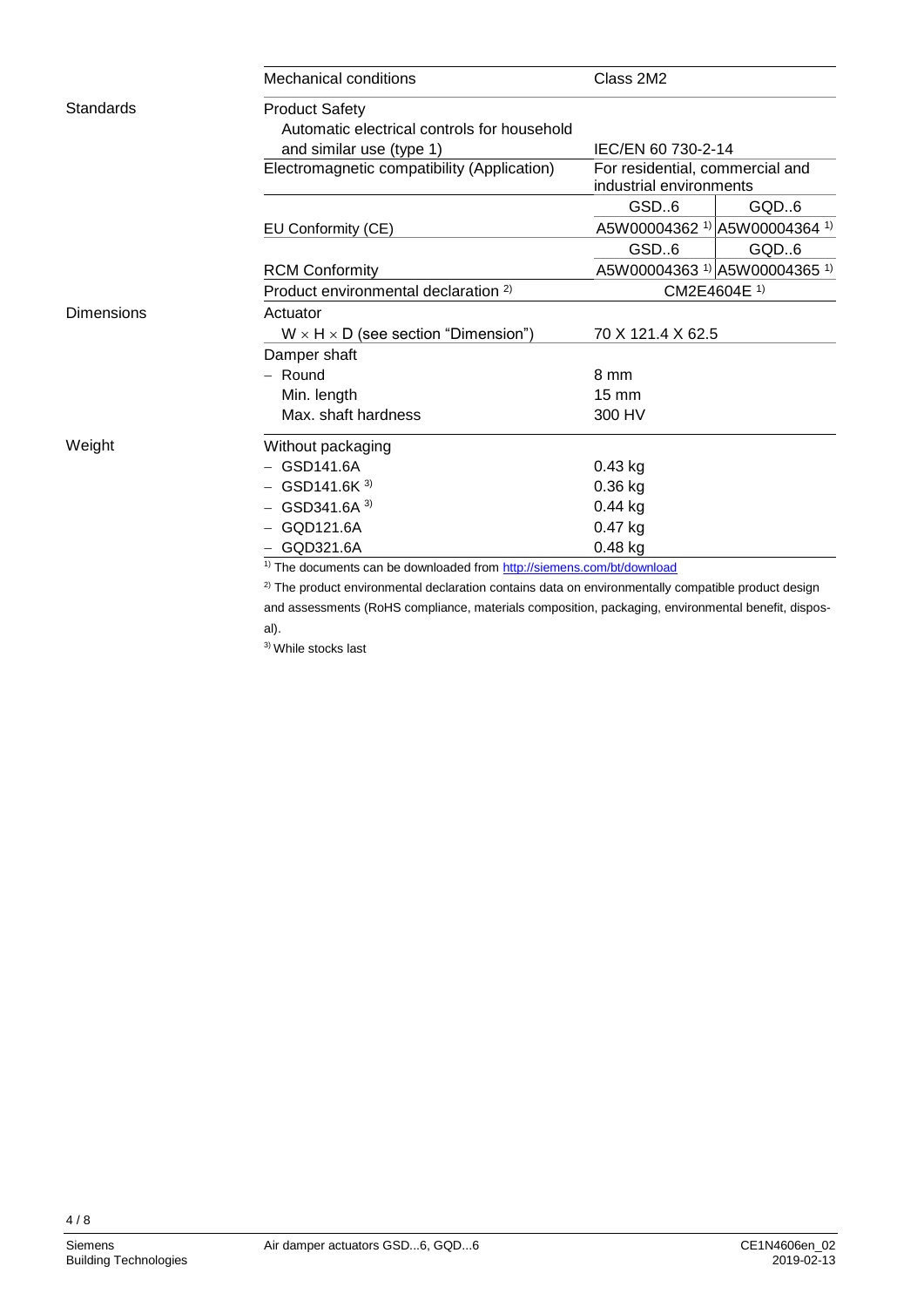| | | | |
|---|---|---|---|
| | Mechanical conditions | Class 2M2 | |
| Standards | Product Safety<br>Automatic electrical controls for household and similar use (type 1) | IEC/EN 60 730-2-14 | |
| | Electromagnetic compatibility (Application) | For residential, commercial and industrial environments | |
| | | GSD..6 | GQD..6 |
| | EU Conformity (CE) | A5W00004362 [1] | A5W00004364 [1] |
| | | GSD..6 | GQD..6 |
| | RCM Conformity | A5W00004363 [1] | A5W00004365 [1] |
| | Product environmental declaration [2] | CM2E4604E [1] | |
| Dimensions | Actuator<br>W × H × D (see section "Dimension") | 70 X 121.4 X 62.5 | |
| | Damper shaft | | |
| | – Round | 8 mm | |
| | Min. length | 15 mm | |
| | Max. shaft hardness | 300 HV | |
| Weight | Without packaging | | |
| | – GSD141.6A | 0.43 kg | |
| | – GSD141.6K [3] | 0.36 kg | |
| | – GSD341.6A [3] | 0.44 kg | |
| | – GQD121.6A | 0.47 kg | |
| | – GQD321.6A | 0.48 kg | |

[1] The documents can be downloaded from http://siemens.com/bt/download

[2] The product environmental declaration contains data on environmentally compatible product design and assessments (RoHS compliance, materials composition, packaging, environmental benefit, disposal).

[3] While stocks last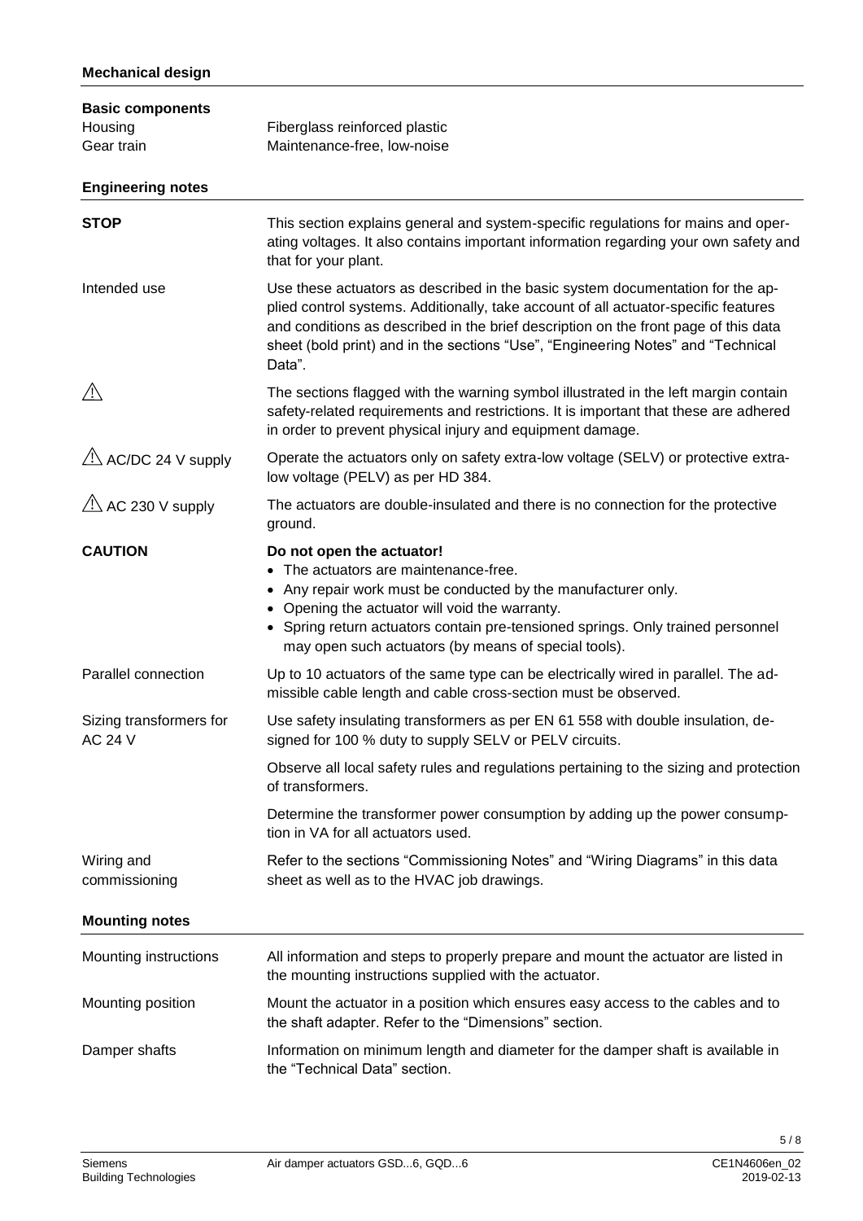## Mechanical design

### Basic components

| | |
|---|---|
| Housing | Fiberglass reinforced plastic |
| Gear train | Maintenance-free, low-noise |

## Engineering notes

**STOP**

This section explains general and system-specific regulations for mains and operating voltages. It also contains important information regarding your own safety and that for your plant.

**Intended use**

Use these actuators as described in the basic system documentation for the applied control systems. Additionally, take account of all actuator-specific features and conditions as described in the brief description on the front page of this data sheet (bold print) and in the sections "Use", "Engineering Notes" and "Technical Data".

⚠

The sections flagged with the warning symbol illustrated in the left margin contain safety-related requirements and restrictions. It is important that these are adhered in order to prevent physical injury and equipment damage.

**⚠ AC/DC 24 V supply**

Operate the actuators only on safety extra-low voltage (SELV) or protective extra-low voltage (PELV) as per HD 384.

**⚠ AC 230 V supply**

The actuators are double-insulated and there is no connection for the protective ground.

**CAUTION**

**Do not open the actuator!**

- The actuators are maintenance-free.
- Any repair work must be conducted by the manufacturer only.
- Opening the actuator will void the warranty.
- Spring return actuators contain pre-tensioned springs. Only trained personnel may open such actuators (by means of special tools).

**Parallel connection**

Up to 10 actuators of the same type can be electrically wired in parallel. The admissible cable length and cable cross-section must be observed.

**Sizing transformers for AC 24 V**

Use safety insulating transformers as per EN 61 558 with double insulation, designed for 100 % duty to supply SELV or PELV circuits.

Observe all local safety rules and regulations pertaining to the sizing and protection of transformers.

Determine the transformer power consumption by adding up the power consumption in VA for all actuators used.

**Wiring and commissioning**

Refer to the sections "Commissioning Notes" and "Wiring Diagrams" in this data sheet as well as to the HVAC job drawings.

## Mounting notes

**Mounting instructions**

All information and steps to properly prepare and mount the actuator are listed in the mounting instructions supplied with the actuator.

**Mounting position**

Mount the actuator in a position which ensures easy access to the cables and to the shaft adapter. Refer to the "Dimensions" section.

**Damper shafts**

Information on minimum length and diameter for the damper shaft is available in the "Technical Data" section.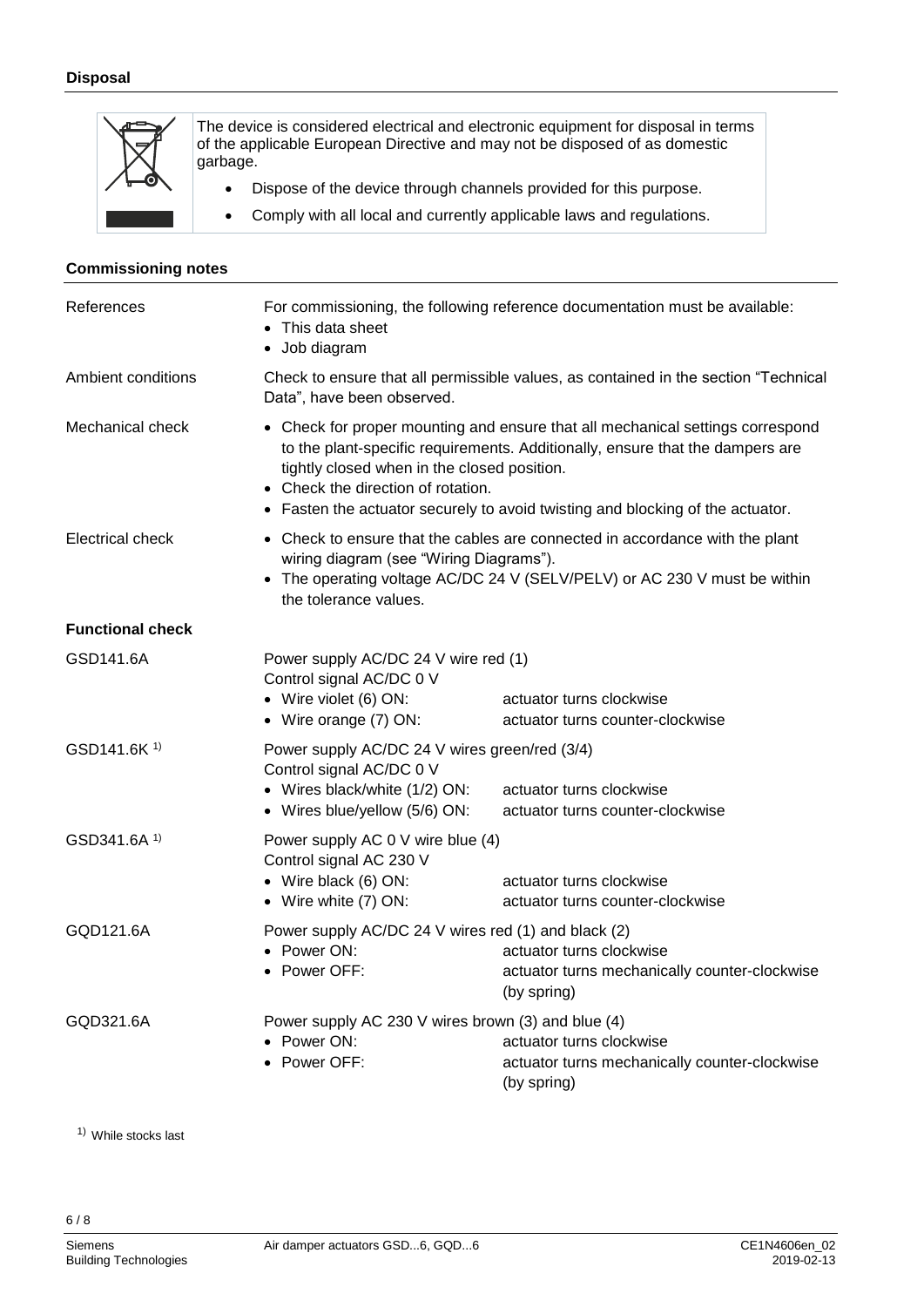### Disposal

The device is considered electrical and electronic equipment for disposal in terms of the applicable European Directive and may not be disposed of as domestic garbage.

- Dispose of the device through channels provided for this purpose.
- Comply with all local and currently applicable laws and regulations.

### Commissioning notes

**References**

For commissioning, the following reference documentation must be available:
- This data sheet
- Job diagram

**Ambient conditions**

Check to ensure that all permissible values, as contained in the section "Technical Data", have been observed.

**Mechanical check**

- Check for proper mounting and ensure that all mechanical settings correspond to the plant-specific requirements. Additionally, ensure that the dampers are tightly closed when in the closed position.
- Check the direction of rotation.
- Fasten the actuator securely to avoid twisting and blocking of the actuator.

**Electrical check**

- Check to ensure that the cables are connected in accordance with the plant wiring diagram (see "Wiring Diagrams").
- The operating voltage AC/DC 24 V (SELV/PELV) or AC 230 V must be within the tolerance values.

### Functional check

**GSD141.6A**

Power supply AC/DC 24 V wire red (1)
Control signal AC/DC 0 V

| | |
|---|---|
| • Wire violet (6) ON: | actuator turns clockwise |
| • Wire orange (7) ON: | actuator turns counter-clockwise |

**GSD141.6K [1)]**

Power supply AC/DC 24 V wires green/red (3/4)
Control signal AC/DC 0 V

| | |
|---|---|
| • Wires black/white (1/2) ON: | actuator turns clockwise |
| • Wires blue/yellow (5/6) ON: | actuator turns counter-clockwise |

**GSD341.6A [1)]**

Power supply AC 0 V wire blue (4)
Control signal AC 230 V

| | |
|---|---|
| • Wire black (6) ON: | actuator turns clockwise |
| • Wire white (7) ON: | actuator turns counter-clockwise |

**GQD121.6A**

Power supply AC/DC 24 V wires red (1) and black (2)

| | |
|---|---|
| • Power ON: | actuator turns clockwise |
| • Power OFF: | actuator turns mechanically counter-clockwise (by spring) |

**GQD321.6A**

Power supply AC 230 V wires brown (3) and blue (4)

| | |
|---|---|
| • Power ON: | actuator turns clockwise |
| • Power OFF: | actuator turns mechanically counter-clockwise (by spring) |

[1)] While stocks last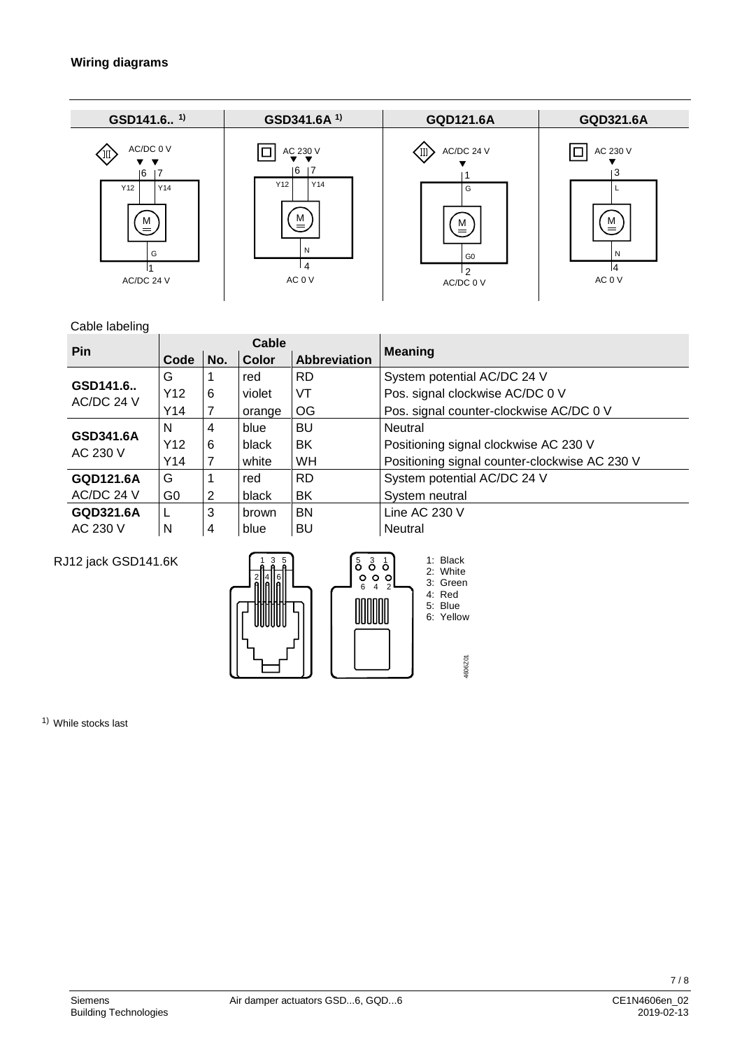## Wiring diagrams

| GSD141.6.. [1] | GSD341.6A [1] | GQD121.6A | GQD321.6A |
|---|---|---|---|
| AC/DC 0 V; 6 Y12, 7 Y14; M; G 1 AC/DC 24 V | AC 230 V; 6 Y12, 7 Y14; M; N 4 AC 0 V | AC/DC 24 V; 1 G; M; G0 2 AC/DC 0 V | AC 230 V; 3 L; M; N 4 AC 0 V |

Cable labeling

| Pin | Cable | | | | Meaning |
|---|---|---|---|---|---|
| | Code | No. | Color | Abbreviation | |
| **GSD141.6..** AC/DC 24 V | G | 1 | red | RD | System potential AC/DC 24 V |
| | Y12 | 6 | violet | VT | Pos. signal clockwise AC/DC 0 V |
| | Y14 | 7 | orange | OG | Pos. signal counter-clockwise AC/DC 0 V |
| **GSD341.6A** AC 230 V | N | 4 | blue | BU | Neutral |
| | Y12 | 6 | black | BK | Positioning signal clockwise AC 230 V |
| | Y14 | 7 | white | WH | Positioning signal counter-clockwise AC 230 V |
| **GQD121.6A** AC/DC 24 V | G | 1 | red | RD | System potential AC/DC 24 V |
| | G0 | 2 | black | BK | System neutral |
| **GQD321.6A** AC 230 V | L | 3 | brown | BN | Line AC 230 V |
| | N | 4 | blue | BU | Neutral |

RJ12 jack GSD141.6K

1: Black
2: White
3: Green
4: Red
5: Blue
6: Yellow

4606Z01

[1] While stocks last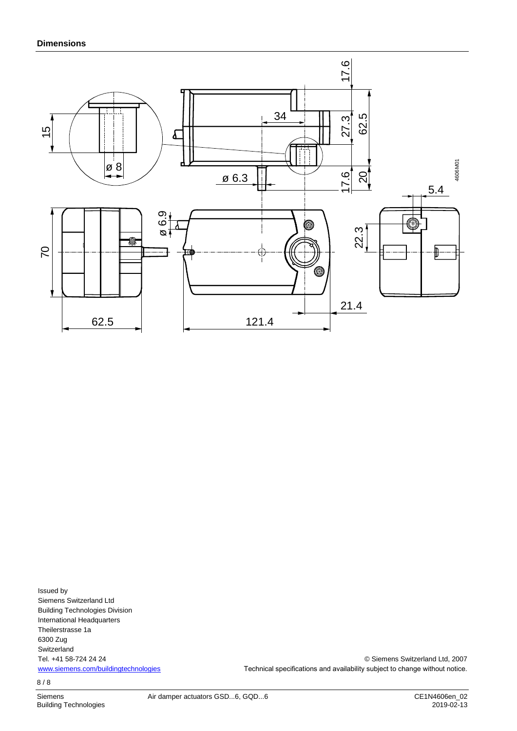## Dimensions

17.6
34
27.3
62.5
15
ø 8
ø 6.3
17.6
20
5.4
4606M01
ø 6.9
70
22.3
21.4
62.5
121.4

Issued by
Siemens Switzerland Ltd
Building Technologies Division
International Headquarters
Theilerstrasse 1a
6300 Zug
Switzerland
Tel. +41 58-724 24 24
www.siemens.com/buildingtechnologies

© Siemens Switzerland Ltd, 2007
Technical specifications and availability subject to change without notice.